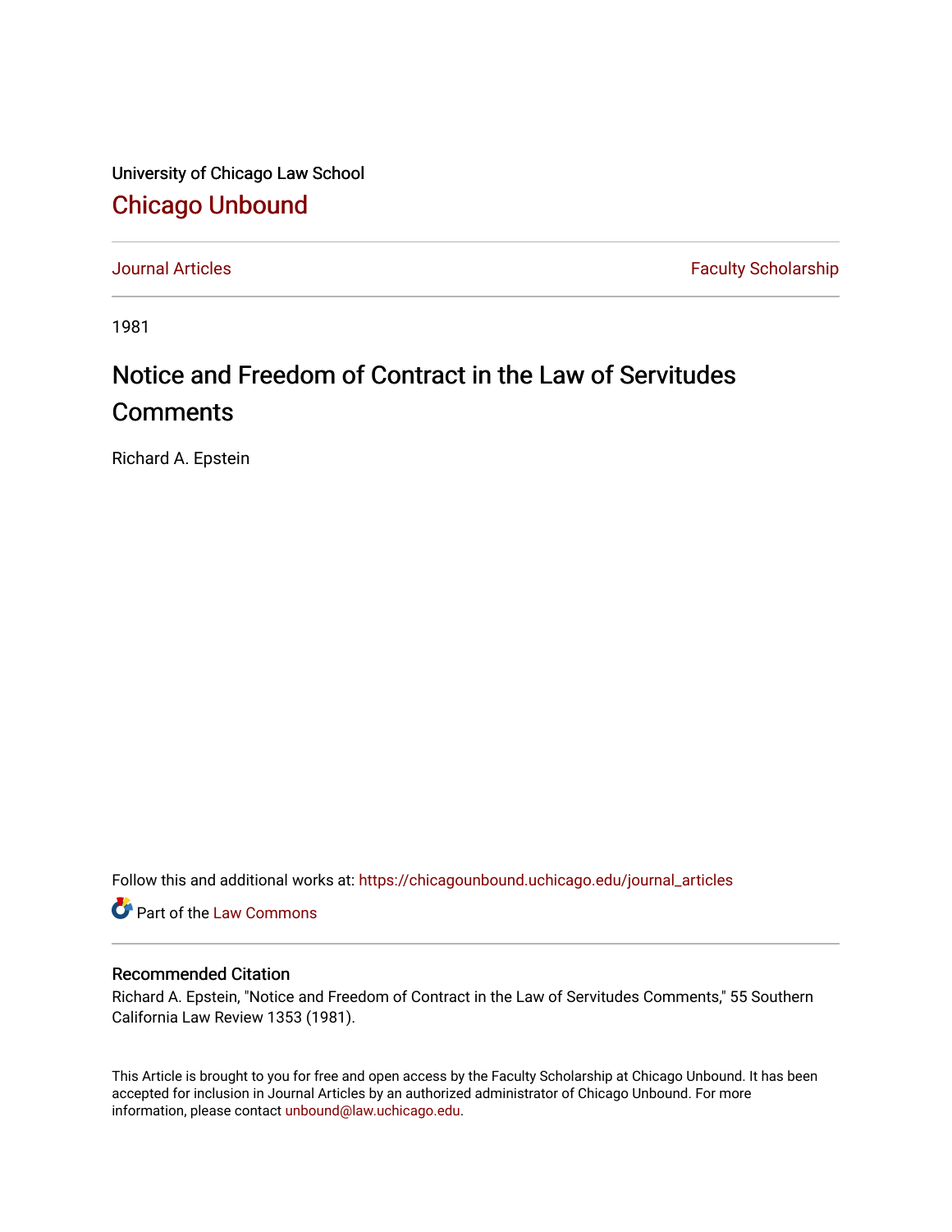University of Chicago Law School

# Chicago Unbound

Journal Articles

Faculty Scholarship

1981

# Notice and Freedom of Contract in the Law of Servitudes Comments

Richard A. Epstein

Follow this and additional works at: https://chicagounbound.uchicago.edu/journal_articles

Part of the Law Commons

## Recommended Citation

Richard A. Epstein, "Notice and Freedom of Contract in the Law of Servitudes Comments," 55 Southern California Law Review 1353 (1981).

This Article is brought to you for free and open access by the Faculty Scholarship at Chicago Unbound. It has been accepted for inclusion in Journal Articles by an authorized administrator of Chicago Unbound. For more information, please contact unbound@law.uchicago.edu.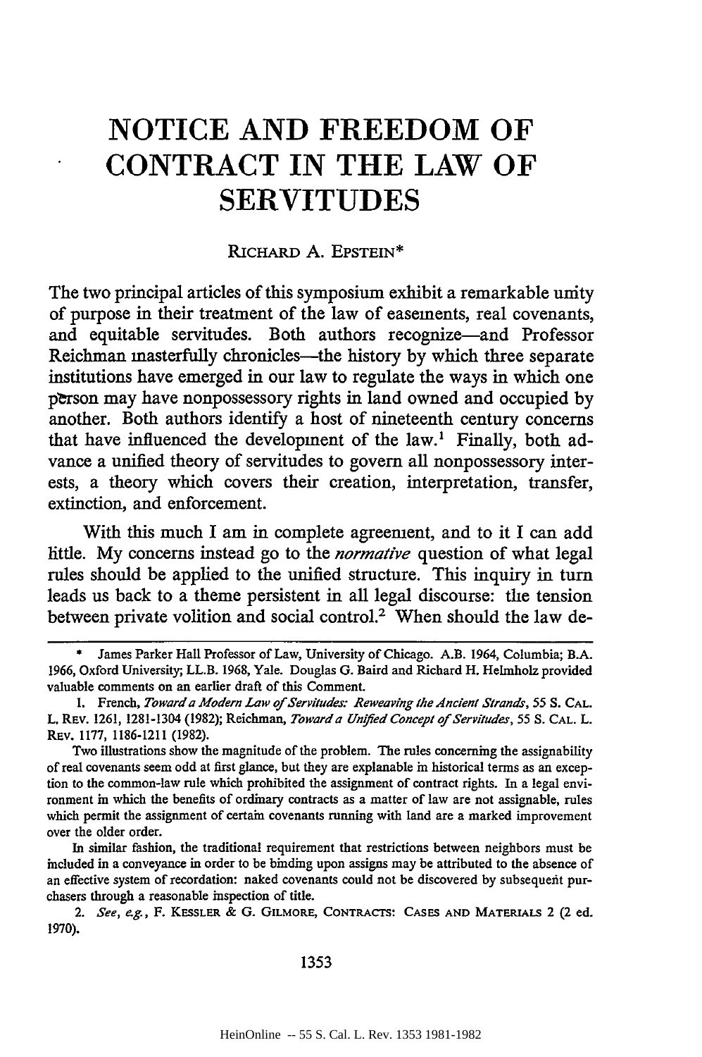# NOTICE AND FREEDOM OF CONTRACT IN THE LAW OF SERVITUDES

RICHARD A. EPSTEIN*

The two principal articles of this symposium exhibit a remarkable unity of purpose in their treatment of the law of easements, real covenants, and equitable servitudes. Both authors recognize—and Professor Reichman masterfully chronicles—the history by which three separate institutions have emerged in our law to regulate the ways in which one person may have nonpossessory rights in land owned and occupied by another. Both authors identify a host of nineteenth century concerns that have influenced the development of the law.[1] Finally, both advance a unified theory of servitudes to govern all nonpossessory interests, a theory which covers their creation, interpretation, transfer, extinction, and enforcement.

With this much I am in complete agreement, and to it I can add little. My concerns instead go to the *normative* question of what legal rules should be applied to the unified structure. This inquiry in turn leads us back to a theme persistent in all legal discourse: the tension between private volition and social control.[2] When should the law de-

---

\* James Parker Hall Professor of Law, University of Chicago. A.B. 1964, Columbia; B.A. 1966, Oxford University; LL.B. 1968, Yale. Douglas G. Baird and Richard H. Helmholz provided valuable comments on an earlier draft of this Comment.

1. French, *Toward a Modern Law of Servitudes: Reweaving the Ancient Strands*, 55 S. CAL. L. REV. 1261, 1281-1304 (1982); Reichman, *Toward a Unified Concept of Servitudes*, 55 S. CAL. L. REV. 1177, 1186-1211 (1982).

Two illustrations show the magnitude of the problem. The rules concerning the assignability of real covenants seem odd at first glance, but they are explanable in historical terms as an exception to the common-law rule which prohibited the assignment of contract rights. In a legal environment in which the benefits of ordinary contracts as a matter of law are not assignable, rules which permit the assignment of certain covenants running with land are a marked improvement over the older order.

In similar fashion, the traditional requirement that restrictions between neighbors must be included in a conveyance in order to be binding upon assigns may be attributed to the absence of an effective system of recordation: naked covenants could not be discovered by subsequent purchasers through a reasonable inspection of title.

2. *See, e.g.*, F. KESSLER & G. GILMORE, CONTRACTS: CASES AND MATERIALS 2 (2 ed. 1970).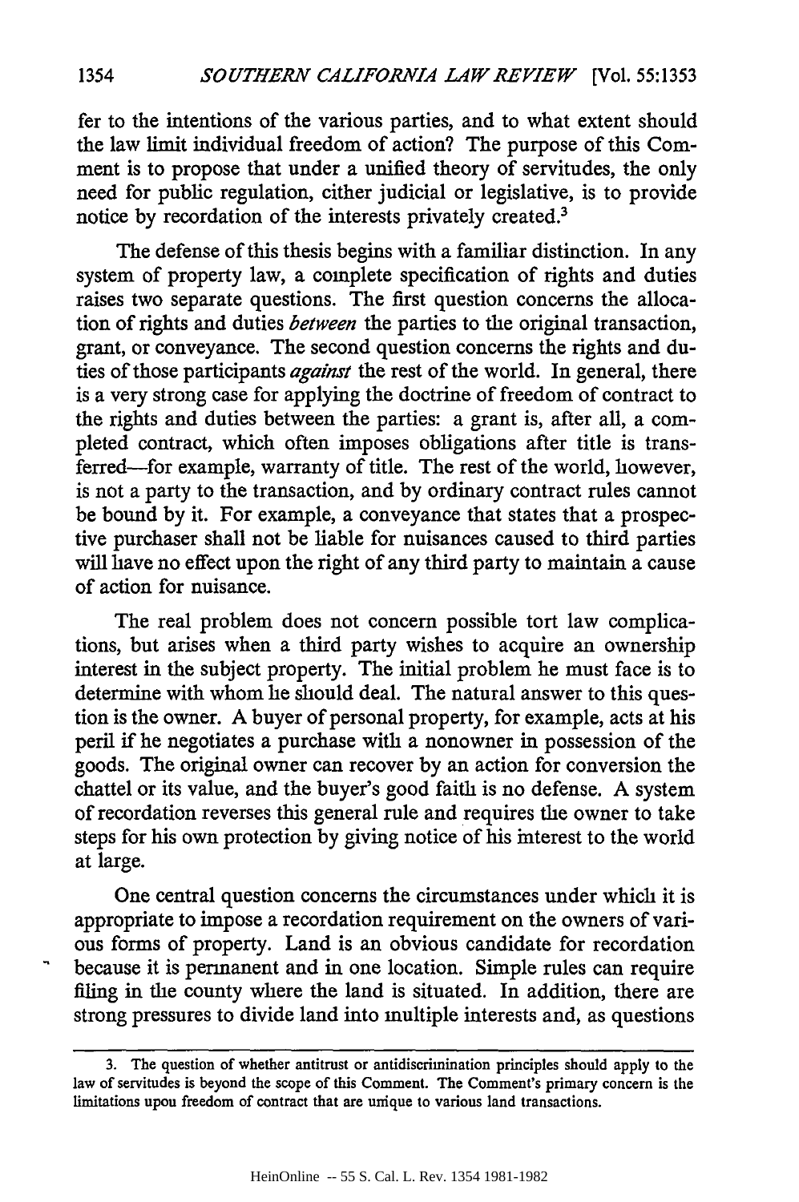fer to the intentions of the various parties, and to what extent should the law limit individual freedom of action? The purpose of this Comment is to propose that under a unified theory of servitudes, the only need for public regulation, either judicial or legislative, is to provide notice by recordation of the interests privately created.[3]

The defense of this thesis begins with a familiar distinction. In any system of property law, a complete specification of rights and duties raises two separate questions. The first question concerns the allocation of rights and duties *between* the parties to the original transaction, grant, or conveyance. The second question concerns the rights and duties of those participants *against* the rest of the world. In general, there is a very strong case for applying the doctrine of freedom of contract to the rights and duties between the parties: a grant is, after all, a completed contract, which often imposes obligations after title is transferred—for example, warranty of title. The rest of the world, however, is not a party to the transaction, and by ordinary contract rules cannot be bound by it. For example, a conveyance that states that a prospective purchaser shall not be liable for nuisances caused to third parties will have no effect upon the right of any third party to maintain a cause of action for nuisance.

The real problem does not concern possible tort law complications, but arises when a third party wishes to acquire an ownership interest in the subject property. The initial problem he must face is to determine with whom he should deal. The natural answer to this question is the owner. A buyer of personal property, for example, acts at his peril if he negotiates a purchase with a nonowner in possession of the goods. The original owner can recover by an action for conversion the chattel or its value, and the buyer's good faith is no defense. A system of recordation reverses this general rule and requires the owner to take steps for his own protection by giving notice of his interest to the world at large.

One central question concerns the circumstances under which it is appropriate to impose a recordation requirement on the owners of various forms of property. Land is an obvious candidate for recordation because it is permanent and in one location. Simple rules can require filing in the county where the land is situated. In addition, there are strong pressures to divide land into multiple interests and, as questions

---

3. The question of whether antitrust or antidiscrimination principles should apply to the law of servitudes is beyond the scope of this Comment. The Comment's primary concern is the limitations upon freedom of contract that are unique to various land transactions.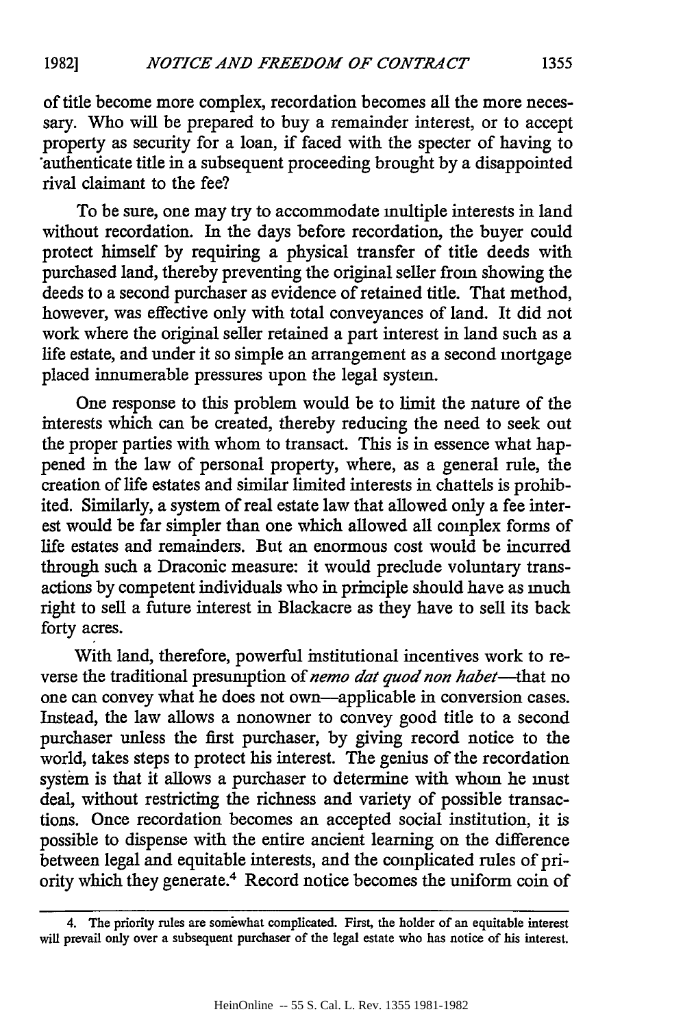of title become more complex, recordation becomes all the more necessary. Who will be prepared to buy a remainder interest, or to accept property as security for a loan, if faced with the specter of having to authenticate title in a subsequent proceeding brought by a disappointed rival claimant to the fee?

To be sure, one may try to accommodate multiple interests in land without recordation. In the days before recordation, the buyer could protect himself by requiring a physical transfer of title deeds with purchased land, thereby preventing the original seller from showing the deeds to a second purchaser as evidence of retained title. That method, however, was effective only with total conveyances of land. It did not work where the original seller retained a part interest in land such as a life estate, and under it so simple an arrangement as a second mortgage placed innumerable pressures upon the legal system.

One response to this problem would be to limit the nature of the interests which can be created, thereby reducing the need to seek out the proper parties with whom to transact. This is in essence what happened in the law of personal property, where, as a general rule, the creation of life estates and similar limited interests in chattels is prohibited. Similarly, a system of real estate law that allowed only a fee interest would be far simpler than one which allowed all complex forms of life estates and remainders. But an enormous cost would be incurred through such a Draconic measure: it would preclude voluntary transactions by competent individuals who in principle should have as much right to sell a future interest in Blackacre as they have to sell its back forty acres.

With land, therefore, powerful institutional incentives work to reverse the traditional presumption of *nemo dat quod non habet*—that no one can convey what he does not own—applicable in conversion cases. Instead, the law allows a nonowner to convey good title to a second purchaser unless the first purchaser, by giving record notice to the world, takes steps to protect his interest. The genius of the recordation system is that it allows a purchaser to determine with whom he must deal, without restricting the richness and variety of possible transactions. Once recordation becomes an accepted social institution, it is possible to dispense with the entire ancient learning on the difference between legal and equitable interests, and the complicated rules of priority which they generate.[4] Record notice becomes the uniform coin of

4. The priority rules are somewhat complicated. First, the holder of an equitable interest will prevail only over a subsequent purchaser of the legal estate who has notice of his interest.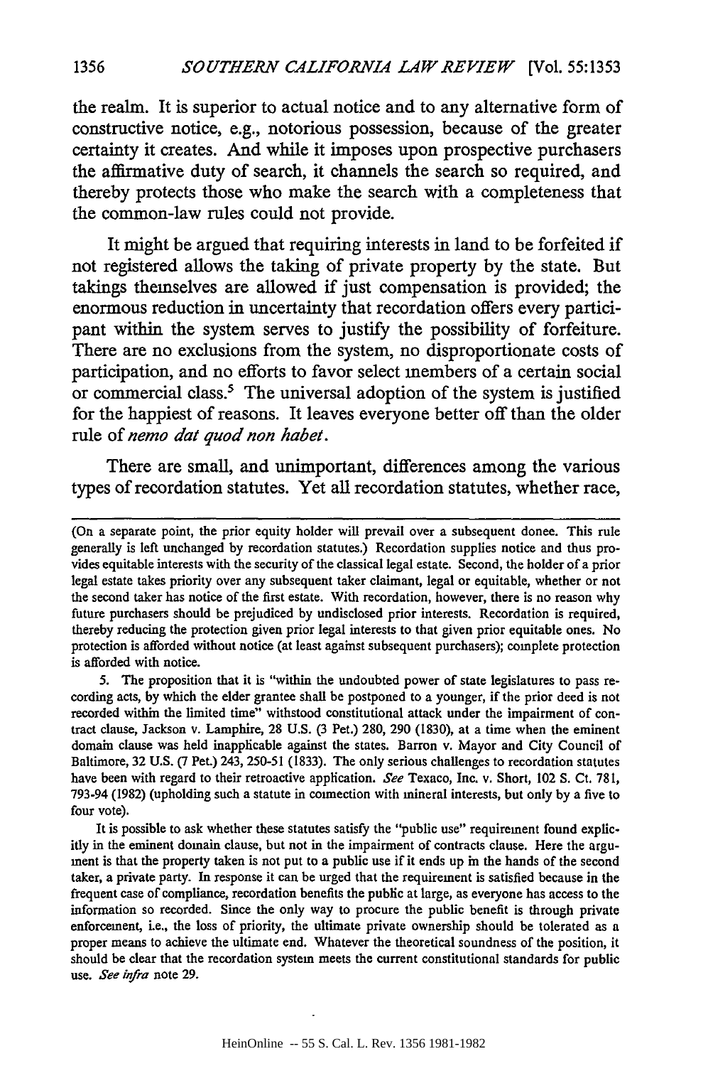the realm. It is superior to actual notice and to any alternative form of constructive notice, e.g., notorious possession, because of the greater certainty it creates. And while it imposes upon prospective purchasers the affirmative duty of search, it channels the search so required, and thereby protects those who make the search with a completeness that the common-law rules could not provide.

It might be argued that requiring interests in land to be forfeited if not registered allows the taking of private property by the state. But takings themselves are allowed if just compensation is provided; the enormous reduction in uncertainty that recordation offers every participant within the system serves to justify the possibility of forfeiture. There are no exclusions from the system, no disproportionate costs of participation, and no efforts to favor select members of a certain social or commercial class.[5] The universal adoption of the system is justified for the happiest of reasons. It leaves everyone better off than the older rule of *nemo dat quod non habet*.

There are small, and unimportant, differences among the various types of recordation statutes. Yet all recordation statutes, whether race,

---

(On a separate point, the prior equity holder will prevail over a subsequent donee. This rule generally is left unchanged by recordation statutes.) Recordation supplies notice and thus provides equitable interests with the security of the classical legal estate. Second, the holder of a prior legal estate takes priority over any subsequent taker claimant, legal or equitable, whether or not the second taker has notice of the first estate. With recordation, however, there is no reason why future purchasers should be prejudiced by undisclosed prior interests. Recordation is required, thereby reducing the protection given prior legal interests to that given prior equitable ones. No protection is afforded without notice (at least against subsequent purchasers); complete protection is afforded with notice.

5. The proposition that it is "within the undoubted power of state legislatures to pass recording acts, by which the elder grantee shall be postponed to a younger, if the prior deed is not recorded within the limited time" withstood constitutional attack under the impairment of contract clause, Jackson v. Lamphire, 28 U.S. (3 Pet.) 280, 290 (1830), at a time when the eminent domain clause was held inapplicable against the states. Barron v. Mayor and City Council of Baltimore, 32 U.S. (7 Pet.) 243, 250-51 (1833). The only serious challenges to recordation statutes have been with regard to their retroactive application. *See* Texaco, Inc. v. Short, 102 S. Ct. 781, 793-94 (1982) (upholding such a statute in connection with mineral interests, but only by a five to four vote).

It is possible to ask whether these statutes satisfy the "public use" requirement found explicitly in the eminent domain clause, but not in the impairment of contracts clause. Here the argument is that the property taken is not put to a public use if it ends up in the hands of the second taker, a private party. In response it can be urged that the requirement is satisfied because in the frequent case of compliance, recordation benefits the public at large, as everyone has access to the information so recorded. Since the only way to procure the public benefit is through private enforcement, i.e., the loss of priority, the ultimate private ownership should be tolerated as a proper means to achieve the ultimate end. Whatever the theoretical soundness of the position, it should be clear that the recordation system meets the current constitutional standards for public use. *See infra* note 29.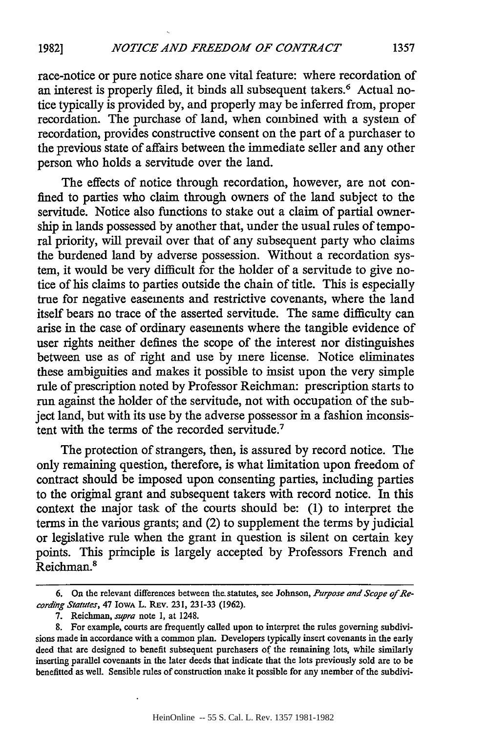race-notice or pure notice share one vital feature: where recordation of an interest is properly filed, it binds all subsequent takers.[6] Actual notice typically is provided by, and properly may be inferred from, proper recordation. The purchase of land, when combined with a system of recordation, provides constructive consent on the part of a purchaser to the previous state of affairs between the immediate seller and any other person who holds a servitude over the land.

The effects of notice through recordation, however, are not confined to parties who claim through owners of the land subject to the servitude. Notice also functions to stake out a claim of partial ownership in lands possessed by another that, under the usual rules of temporal priority, will prevail over that of any subsequent party who claims the burdened land by adverse possession. Without a recordation system, it would be very difficult for the holder of a servitude to give notice of his claims to parties outside the chain of title. This is especially true for negative easements and restrictive covenants, where the land itself bears no trace of the asserted servitude. The same difficulty can arise in the case of ordinary easements where the tangible evidence of user rights neither defines the scope of the interest nor distinguishes between use as of right and use by mere license. Notice eliminates these ambiguities and makes it possible to insist upon the very simple rule of prescription noted by Professor Reichman: prescription starts to run against the holder of the servitude, not with occupation of the subject land, but with its use by the adverse possessor in a fashion inconsistent with the terms of the recorded servitude.[7]

The protection of strangers, then, is assured by record notice. The only remaining question, therefore, is what limitation upon freedom of contract should be imposed upon consenting parties, including parties to the original grant and subsequent takers with record notice. In this context the major task of the courts should be: (1) to interpret the terms in the various grants; and (2) to supplement the terms by judicial or legislative rule when the grant in question is silent on certain key points. This principle is largely accepted by Professors French and Reichman.[8]

---

6. On the relevant differences between the statutes, see Johnson, *Purpose and Scope of Recording Statutes*, 47 IOWA L. REV. 231, 231-33 (1962).

7. Reichman, *supra* note 1, at 1248.

8. For example, courts are frequently called upon to interpret the rules governing subdivisions made in accordance with a common plan. Developers typically insert covenants in the early deed that are designed to benefit subsequent purchasers of the remaining lots, while similarly inserting parallel covenants in the later deeds that indicate that the lots previously sold are to be benefitted as well. Sensible rules of construction make it possible for any member of the subdivi-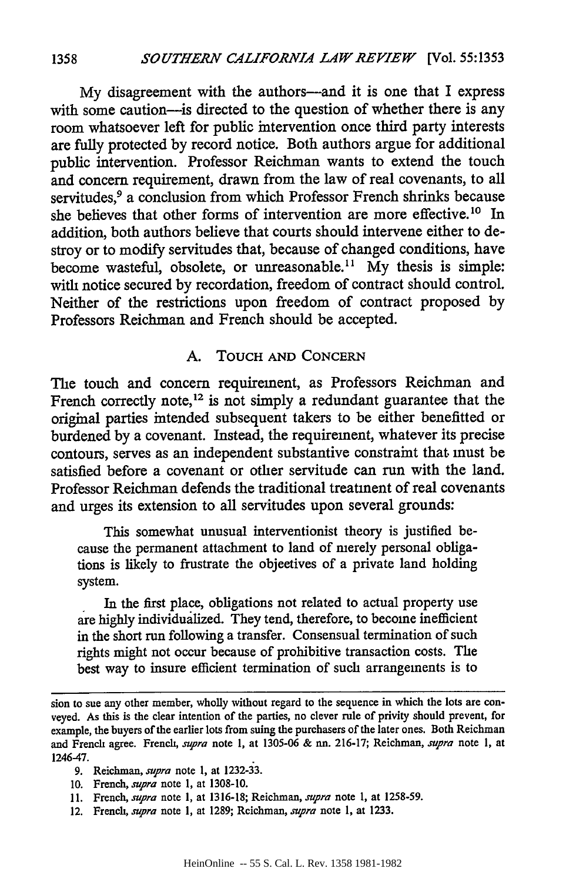My disagreement with the authors—and it is one that I express with some caution—is directed to the question of whether there is any room whatsoever left for public intervention once third party interests are fully protected by record notice. Both authors argue for additional public intervention. Professor Reichman wants to extend the touch and concern requirement, drawn from the law of real covenants, to all servitudes,[9] a conclusion from which Professor French shrinks because she believes that other forms of intervention are more effective.[10] In addition, both authors believe that courts should intervene either to destroy or to modify servitudes that, because of changed conditions, have become wasteful, obsolete, or unreasonable.[11] My thesis is simple: with notice secured by recordation, freedom of contract should control. Neither of the restrictions upon freedom of contract proposed by Professors Reichman and French should be accepted.

## A. TOUCH AND CONCERN

The touch and concern requirement, as Professors Reichman and French correctly note,[12] is not simply a redundant guarantee that the original parties intended subsequent takers to be either benefitted or burdened by a covenant. Instead, the requirement, whatever its precise contours, serves as an independent substantive constraint that must be satisfied before a covenant or other servitude can run with the land. Professor Reichman defends the traditional treatment of real covenants and urges its extension to all servitudes upon several grounds:

> This somewhat unusual interventionist theory is justified because the permanent attachment to land of merely personal obligations is likely to frustrate the objectives of a private land holding system.
>
> In the first place, obligations not related to actual property use are highly individualized. They tend, therefore, to become inefficient in the short run following a transfer. Consensual termination of such rights might not occur because of prohibitive transaction costs. The best way to insure efficient termination of such arrangements is to

---

sion to sue any other member, wholly without regard to the sequence in which the lots are conveyed. As this is the clear intention of the parties, no clever rule of privity should prevent, for example, the buyers of the earlier lots from suing the purchasers of the later ones. Both Reichman and French agree. French, *supra* note 1, at 1305-06 & nn. 216-17; Reichman, *supra* note 1, at 1246-47.

9. Reichman, *supra* note 1, at 1232-33.

10. French, *supra* note 1, at 1308-10.

11. French, *supra* note 1, at 1316-18; Reichman, *supra* note 1, at 1258-59.

12. French, *supra* note 1, at 1289; Reichman, *supra* note 1, at 1233.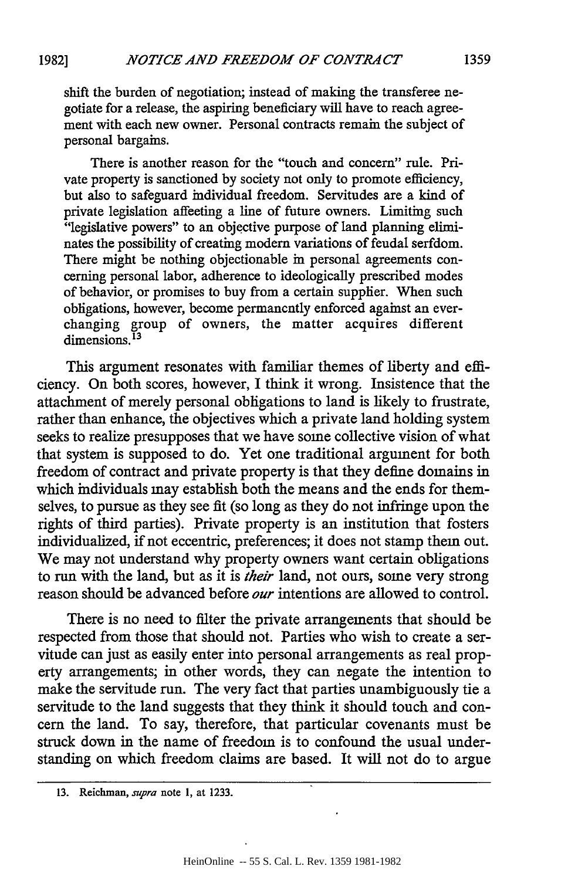shift the burden of negotiation; instead of making the transferee negotiate for a release, the aspiring beneficiary will have to reach agreement with each new owner. Personal contracts remain the subject of personal bargains.

> There is another reason for the "touch and concern" rule. Private property is sanctioned by society not only to promote efficiency, but also to safeguard individual freedom. Servitudes are a kind of private legislation affecting a line of future owners. Limiting such "legislative powers" to an objective purpose of land planning eliminates the possibility of creating modern variations of feudal serfdom. There might be nothing objectionable in personal agreements concerning personal labor, adherence to ideologically prescribed modes of behavior, or promises to buy from a certain supplier. When such obligations, however, become permanently enforced against an ever-changing group of owners, the matter acquires different dimensions.[13]

This argument resonates with familiar themes of liberty and efficiency. On both scores, however, I think it wrong. Insistence that the attachment of merely personal obligations to land is likely to frustrate, rather than enhance, the objectives which a private land holding system seeks to realize presupposes that we have some collective vision of what that system is supposed to do. Yet one traditional argument for both freedom of contract and private property is that they define domains in which individuals may establish both the means and the ends for themselves, to pursue as they see fit (so long as they do not infringe upon the rights of third parties). Private property is an institution that fosters individualized, if not eccentric, preferences; it does not stamp them out. We may not understand why property owners want certain obligations to run with the land, but as it is *their* land, not ours, some very strong reason should be advanced before *our* intentions are allowed to control.

There is no need to filter the private arrangements that should be respected from those that should not. Parties who wish to create a servitude can just as easily enter into personal arrangements as real property arrangements; in other words, they can negate the intention to make the servitude run. The very fact that parties unambiguously tie a servitude to the land suggests that they think it should touch and concern the land. To say, therefore, that particular covenants must be struck down in the name of freedom is to confound the usual understanding on which freedom claims are based. It will not do to argue

---

13. Reichman, *supra* note 1, at 1233.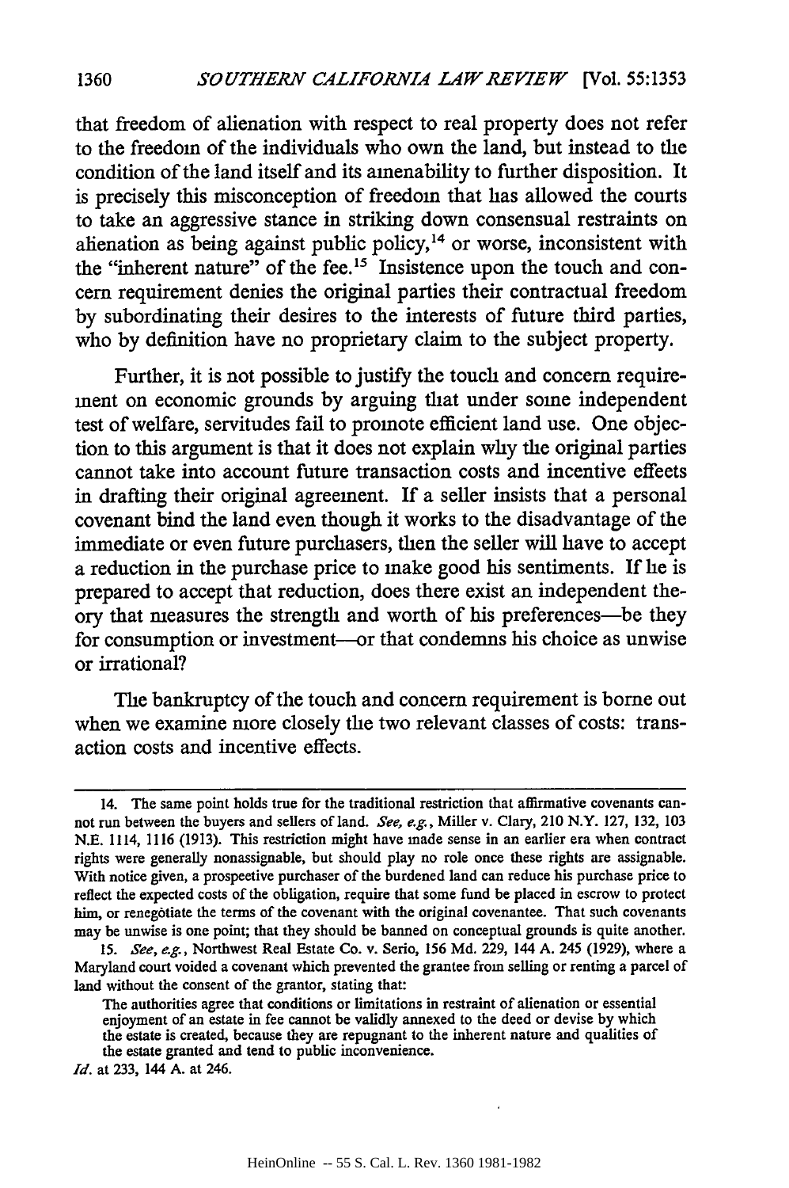that freedom of alienation with respect to real property does not refer to the freedom of the individuals who own the land, but instead to the condition of the land itself and its amenability to further disposition. It is precisely this misconception of freedom that has allowed the courts to take an aggressive stance in striking down consensual restraints on alienation as being against public policy,[14] or worse, inconsistent with the "inherent nature" of the fee.[15] Insistence upon the touch and concern requirement denies the original parties their contractual freedom by subordinating their desires to the interests of future third parties, who by definition have no proprietary claim to the subject property.

Further, it is not possible to justify the touch and concern requirement on economic grounds by arguing that under some independent test of welfare, servitudes fail to promote efficient land use. One objection to this argument is that it does not explain why the original parties cannot take into account future transaction costs and incentive effects in drafting their original agreement. If a seller insists that a personal covenant bind the land even though it works to the disadvantage of the immediate or even future purchasers, then the seller will have to accept a reduction in the purchase price to make good his sentiments. If he is prepared to accept that reduction, does there exist an independent theory that measures the strength and worth of his preferences—be they for consumption or investment—or that condemns his choice as unwise or irrational?

The bankruptcy of the touch and concern requirement is borne out when we examine more closely the two relevant classes of costs: transaction costs and incentive effects.

---

14. The same point holds true for the traditional restriction that affirmative covenants cannot run between the buyers and sellers of land. *See, e.g.*, Miller v. Clary, 210 N.Y. 127, 132, 103 N.E. 1114, 1116 (1913). This restriction might have made sense in an earlier era when contract rights were generally nonassignable, but should play no role once these rights are assignable. With notice given, a prospective purchaser of the burdened land can reduce his purchase price to reflect the expected costs of the obligation, require that some fund be placed in escrow to protect him, or renegotiate the terms of the covenant with the original covenantee. That such covenants may be unwise is one point; that they should be banned on conceptual grounds is quite another.

15. *See, e.g.*, Northwest Real Estate Co. v. Serio, 156 Md. 229, 144 A. 245 (1929), where a Maryland court voided a covenant which prevented the grantee from selling or renting a parcel of land without the consent of the grantor, stating that:

> The authorities agree that conditions or limitations in restraint of alienation or essential enjoyment of an estate in fee cannot be validly annexed to the deed or devise by which the estate is created, because they are repugnant to the inherent nature and qualities of the estate granted and tend to public inconvenience.

*Id.* at 233, 144 A. at 246.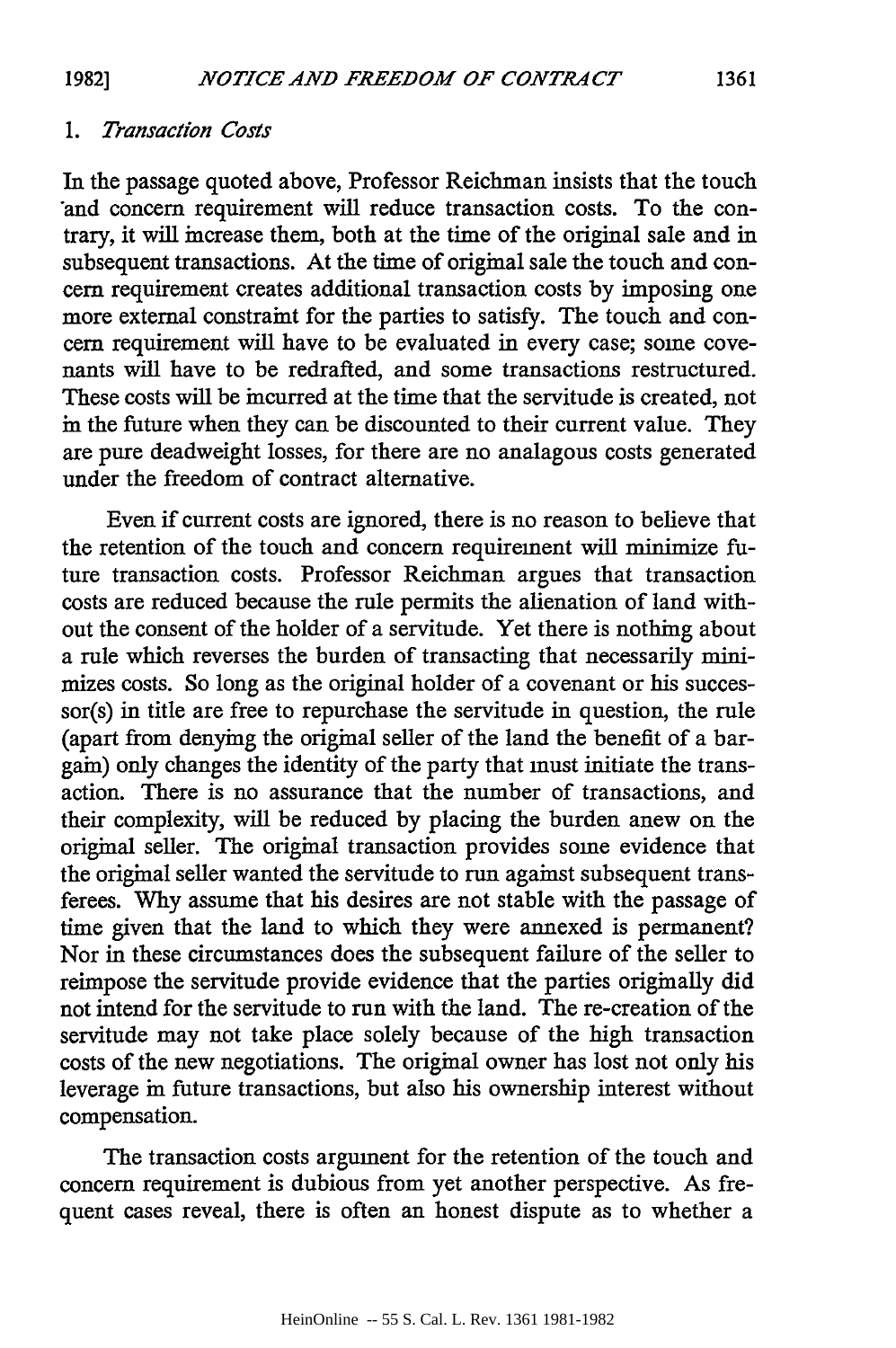### 1. *Transaction Costs*

In the passage quoted above, Professor Reichman insists that the touch and concern requirement will reduce transaction costs. To the contrary, it will increase them, both at the time of the original sale and in subsequent transactions. At the time of original sale the touch and concern requirement creates additional transaction costs by imposing one more external constraint for the parties to satisfy. The touch and concern requirement will have to be evaluated in every case; some covenants will have to be redrafted, and some transactions restructured. These costs will be incurred at the time that the servitude is created, not in the future when they can be discounted to their current value. They are pure deadweight losses, for there are no analagous costs generated under the freedom of contract alternative.

Even if current costs are ignored, there is no reason to believe that the retention of the touch and concern requirement will minimize future transaction costs. Professor Reichman argues that transaction costs are reduced because the rule permits the alienation of land without the consent of the holder of a servitude. Yet there is nothing about a rule which reverses the burden of transacting that necessarily minimizes costs. So long as the original holder of a covenant or his successor(s) in title are free to repurchase the servitude in question, the rule (apart from denying the original seller of the land the benefit of a bargain) only changes the identity of the party that must initiate the transaction. There is no assurance that the number of transactions, and their complexity, will be reduced by placing the burden anew on the original seller. The original transaction provides some evidence that the original seller wanted the servitude to run against subsequent transferees. Why assume that his desires are not stable with the passage of time given that the land to which they were annexed is permanent? Nor in these circumstances does the subsequent failure of the seller to reimpose the servitude provide evidence that the parties originally did not intend for the servitude to run with the land. The re-creation of the servitude may not take place solely because of the high transaction costs of the new negotiations. The original owner has lost not only his leverage in future transactions, but also his ownership interest without compensation.

The transaction costs argument for the retention of the touch and concern requirement is dubious from yet another perspective. As frequent cases reveal, there is often an honest dispute as to whether a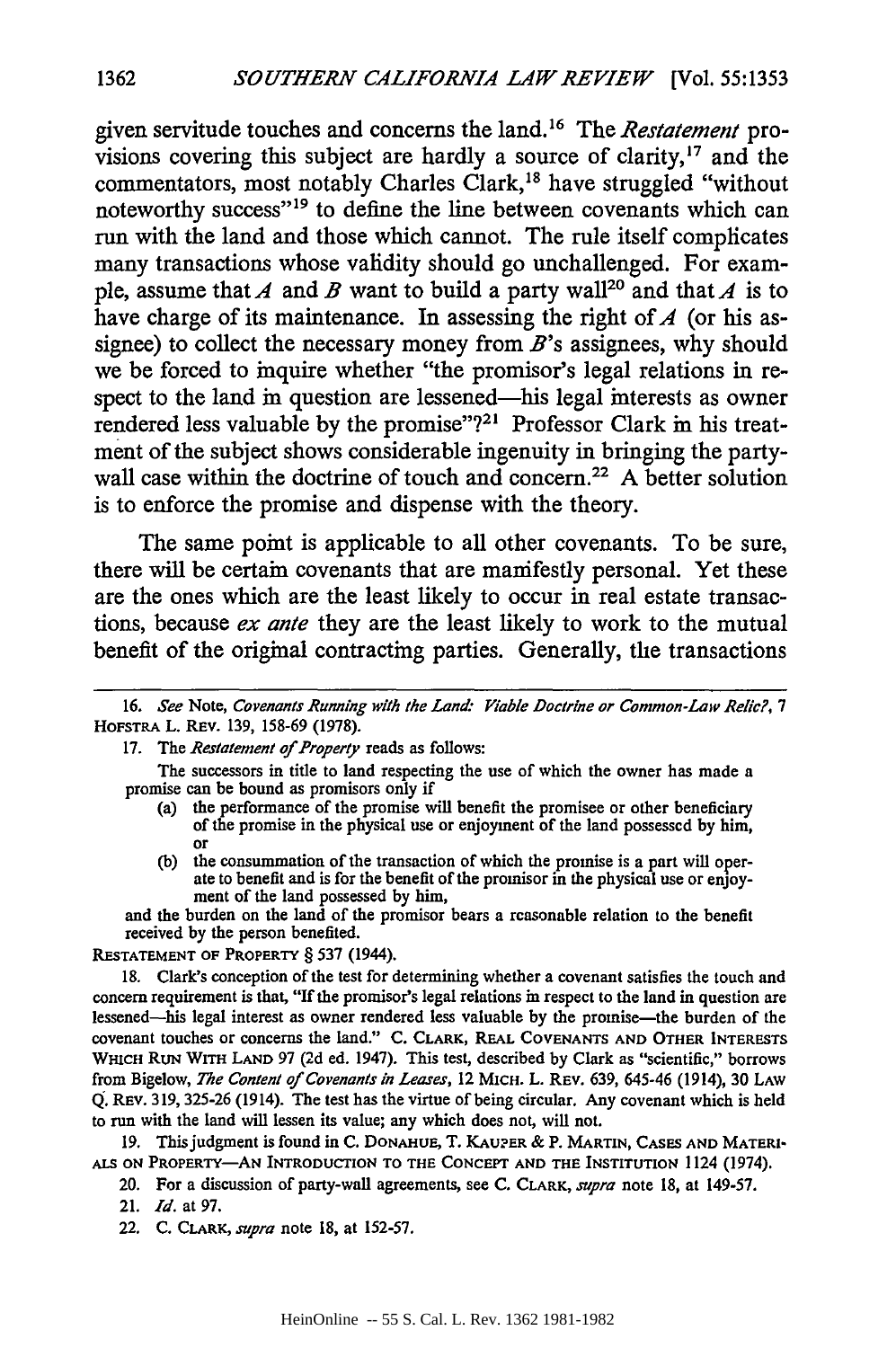given servitude touches and concerns the land.[16] The *Restatement* provisions covering this subject are hardly a source of clarity,[17] and the commentators, most notably Charles Clark,[18] have struggled "without noteworthy success"[19] to define the line between covenants which can run with the land and those which cannot. The rule itself complicates many transactions whose validity should go unchallenged. For example, assume that *A* and *B* want to build a party wall[20] and that *A* is to have charge of its maintenance. In assessing the right of *A* (or his assignee) to collect the necessary money from *B*'s assignees, why should we be forced to inquire whether "the promisor's legal relations in respect to the land in question are lessened—his legal interests as owner rendered less valuable by the promise"?[21] Professor Clark in his treatment of the subject shows considerable ingenuity in bringing the party-wall case within the doctrine of touch and concern.[22] A better solution is to enforce the promise and dispense with the theory.

The same point is applicable to all other covenants. To be sure, there will be certain covenants that are manifestly personal. Yet these are the ones which are the least likely to occur in real estate transactions, because *ex ante* they are the least likely to work to the mutual benefit of the original contracting parties. Generally, the transactions

---

16. *See* Note, *Covenants Running with the Land: Viable Doctrine or Common-Law Relic?*, 7 HOFSTRA L. REV. 139, 158-69 (1978).

17. The *Restatement of Property* reads as follows:

> The successors in title to land respecting the use of which the owner has made a promise can be bound as promisors only if
>
> (a) the performance of the promise will benefit the promisee or other beneficiary of the promise in the physical use or enjoyment of the land possessed by him, or
>
> (b) the consummation of the transaction of which the promise is a part will operate to benefit and is for the benefit of the promisor in the physical use or enjoyment of the land possessed by him,
>
> and the burden on the land of the promisor bears a reasonable relation to the benefit received by the person benefited.

RESTATEMENT OF PROPERTY § 537 (1944).

18. Clark's conception of the test for determining whether a covenant satisfies the touch and concern requirement is that, "If the promisor's legal relations in respect to the land in question are lessened—his legal interest as owner rendered less valuable by the promise—the burden of the covenant touches or concerns the land." C. CLARK, REAL COVENANTS AND OTHER INTERESTS WHICH RUN WITH LAND 97 (2d ed. 1947). This test, described by Clark as "scientific," borrows from Bigelow, *The Content of Covenants in Leases*, 12 MICH. L. REV. 639, 645-46 (1914), 30 LAW Q. REV. 319, 325-26 (1914). The test has the virtue of being circular. Any covenant which is held to run with the land will lessen its value; any which does not, will not.

19. This judgment is found in C. DONAHUE, T. KAUPER & P. MARTIN, CASES AND MATERIALS ON PROPERTY—AN INTRODUCTION TO THE CONCEPT AND THE INSTITUTION 1124 (1974).

20. For a discussion of party-wall agreements, see C. CLARK, *supra* note 18, at 149-57.

21. *Id.* at 97.

22. C. CLARK, *supra* note 18, at 152-57.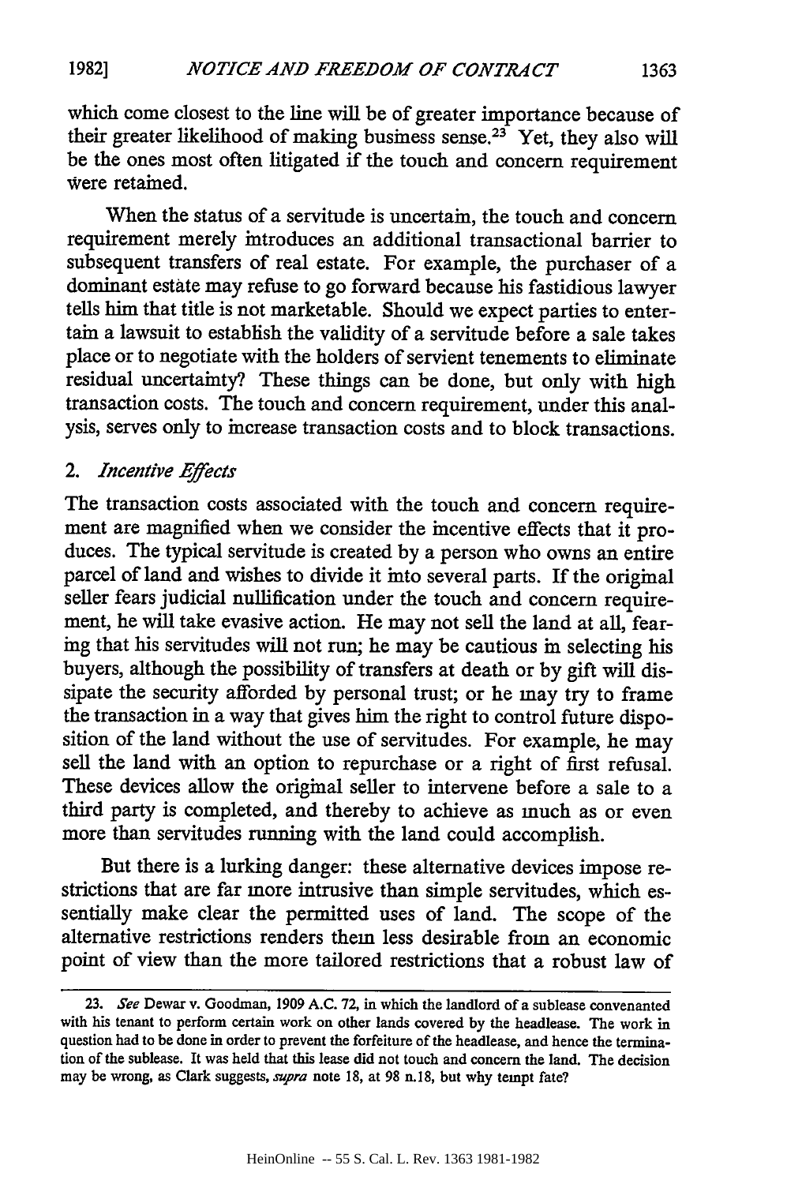which come closest to the line will be of greater importance because of their greater likelihood of making business sense.[23] Yet, they also will be the ones most often litigated if the touch and concern requirement were retained.

When the status of a servitude is uncertain, the touch and concern requirement merely introduces an additional transactional barrier to subsequent transfers of real estate. For example, the purchaser of a dominant estate may refuse to go forward because his fastidious lawyer tells him that title is not marketable. Should we expect parties to entertain a lawsuit to establish the validity of a servitude before a sale takes place or to negotiate with the holders of servient tenements to eliminate residual uncertainty? These things can be done, but only with high transaction costs. The touch and concern requirement, under this analysis, serves only to increase transaction costs and to block transactions.

## 2. *Incentive Effects*

The transaction costs associated with the touch and concern requirement are magnified when we consider the incentive effects that it produces. The typical servitude is created by a person who owns an entire parcel of land and wishes to divide it into several parts. If the original seller fears judicial nullification under the touch and concern requirement, he will take evasive action. He may not sell the land at all, fearing that his servitudes will not run; he may be cautious in selecting his buyers, although the possibility of transfers at death or by gift will dissipate the security afforded by personal trust; or he may try to frame the transaction in a way that gives him the right to control future disposition of the land without the use of servitudes. For example, he may sell the land with an option to repurchase or a right of first refusal. These devices allow the original seller to intervene before a sale to a third party is completed, and thereby to achieve as much as or even more than servitudes running with the land could accomplish.

But there is a lurking danger: these alternative devices impose restrictions that are far more intrusive than simple servitudes, which essentially make clear the permitted uses of land. The scope of the alternative restrictions renders them less desirable from an economic point of view than the more tailored restrictions that a robust law of

---

23. *See* Dewar v. Goodman, 1909 A.C. 72, in which the landlord of a sublease convenanted with his tenant to perform certain work on other lands covered by the headlease. The work in question had to be done in order to prevent the forfeiture of the headlease, and hence the termination of the sublease. It was held that this lease did not touch and concern the land. The decision may be wrong, as Clark suggests, *supra* note 18, at 98 n.18, but why tempt fate?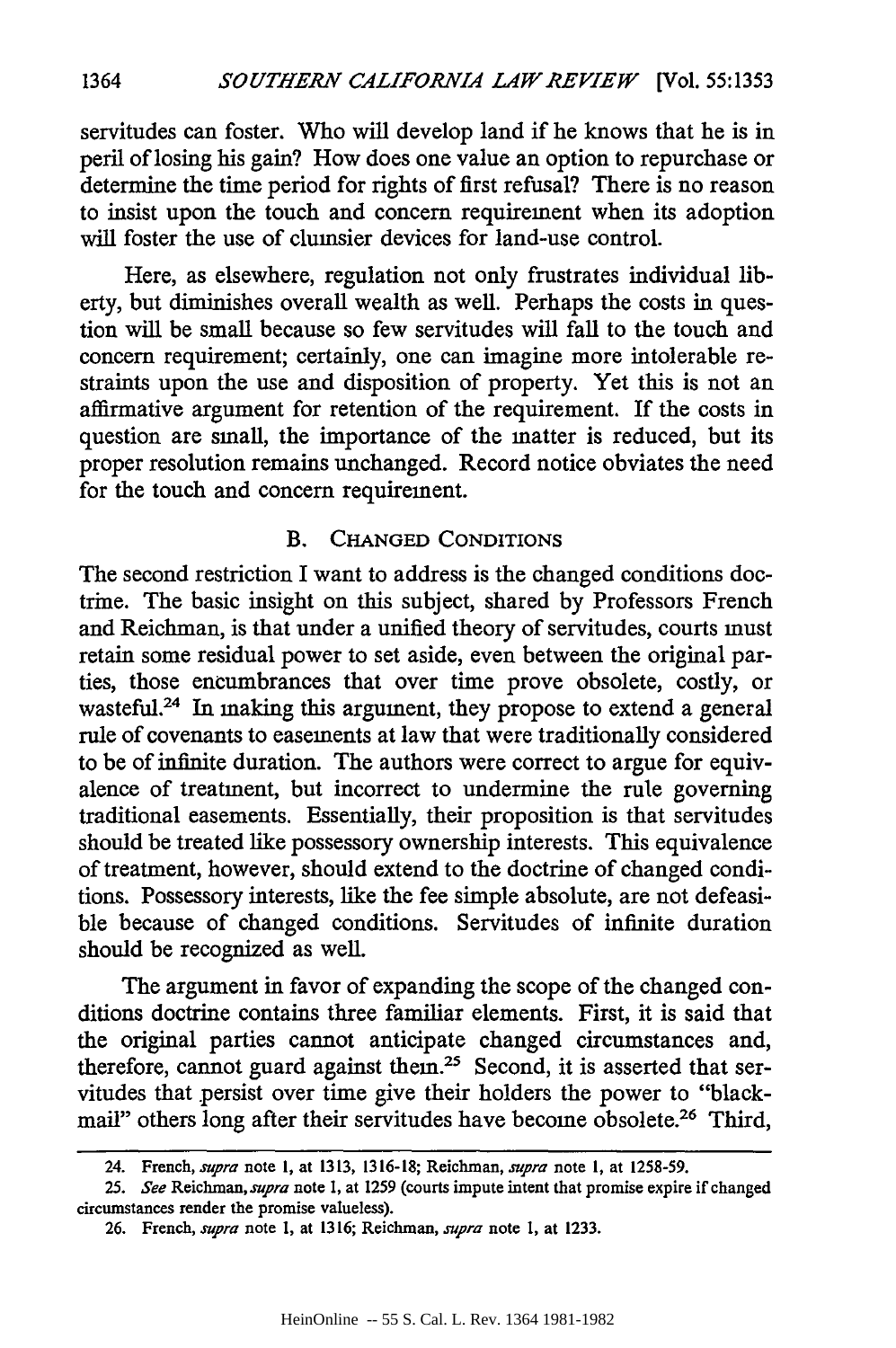servitudes can foster. Who will develop land if he knows that he is in peril of losing his gain? How does one value an option to repurchase or determine the time period for rights of first refusal? There is no reason to insist upon the touch and concern requirement when its adoption will foster the use of clumsier devices for land-use control.

Here, as elsewhere, regulation not only frustrates individual liberty, but diminishes overall wealth as well. Perhaps the costs in question will be small because so few servitudes will fall to the touch and concern requirement; certainly, one can imagine more intolerable restraints upon the use and disposition of property. Yet this is not an affirmative argument for retention of the requirement. If the costs in question are small, the importance of the matter is reduced, but its proper resolution remains unchanged. Record notice obviates the need for the touch and concern requirement.

### B. Changed Conditions

The second restriction I want to address is the changed conditions doctrine. The basic insight on this subject, shared by Professors French and Reichman, is that under a unified theory of servitudes, courts must retain some residual power to set aside, even between the original parties, those encumbrances that over time prove obsolete, costly, or wasteful.[24] In making this argument, they propose to extend a general rule of covenants to easements at law that were traditionally considered to be of infinite duration. The authors were correct to argue for equivalence of treatment, but incorrect to undermine the rule governing traditional easements. Essentially, their proposition is that servitudes should be treated like possessory ownership interests. This equivalence of treatment, however, should extend to the doctrine of changed conditions. Possessory interests, like the fee simple absolute, are not defeasible because of changed conditions. Servitudes of infinite duration should be recognized as well.

The argument in favor of expanding the scope of the changed conditions doctrine contains three familiar elements. First, it is said that the original parties cannot anticipate changed circumstances and, therefore, cannot guard against them.[25] Second, it is asserted that servitudes that persist over time give their holders the power to "blackmail" others long after their servitudes have become obsolete.[26] Third,

---

24. French, *supra* note 1, at 1313, 1316-18; Reichman, *supra* note 1, at 1258-59.

25. *See* Reichman, *supra* note 1, at 1259 (courts impute intent that promise expire if changed circumstances render the promise valueless).

26. French, *supra* note 1, at 1316; Reichman, *supra* note 1, at 1233.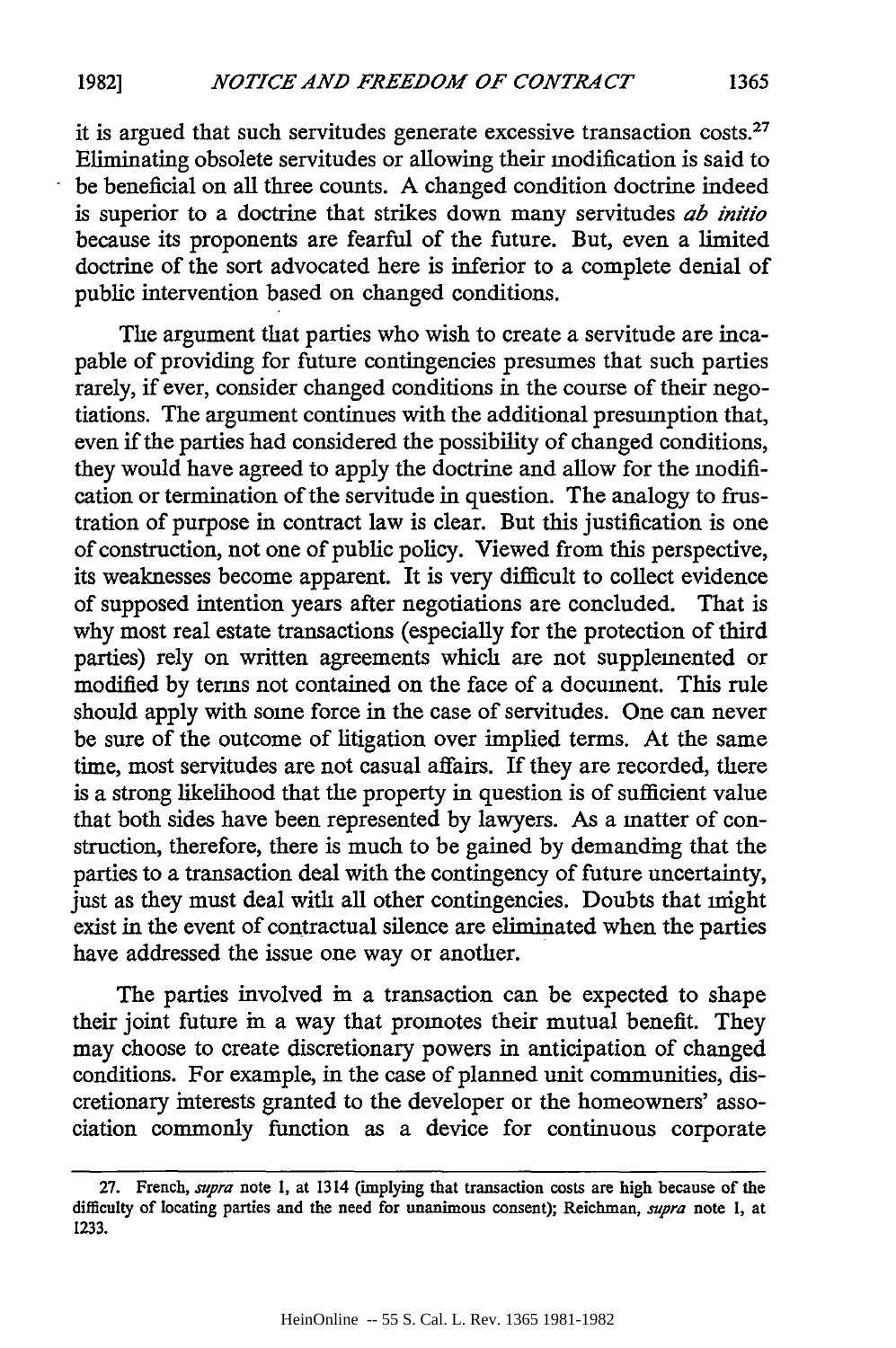it is argued that such servitudes generate excessive transaction costs.[27] Eliminating obsolete servitudes or allowing their modification is said to be beneficial on all three counts. A changed condition doctrine indeed is superior to a doctrine that strikes down many servitudes *ab initio* because its proponents are fearful of the future. But, even a limited doctrine of the sort advocated here is inferior to a complete denial of public intervention based on changed conditions.

The argument that parties who wish to create a servitude are incapable of providing for future contingencies presumes that such parties rarely, if ever, consider changed conditions in the course of their negotiations. The argument continues with the additional presumption that, even if the parties had considered the possibility of changed conditions, they would have agreed to apply the doctrine and allow for the modification or termination of the servitude in question. The analogy to frustration of purpose in contract law is clear. But this justification is one of construction, not one of public policy. Viewed from this perspective, its weaknesses become apparent. It is very difficult to collect evidence of supposed intention years after negotiations are concluded. That is why most real estate transactions (especially for the protection of third parties) rely on written agreements which are not supplemented or modified by terms not contained on the face of a document. This rule should apply with some force in the case of servitudes. One can never be sure of the outcome of litigation over implied terms. At the same time, most servitudes are not casual affairs. If they are recorded, there is a strong likelihood that the property in question is of sufficient value that both sides have been represented by lawyers. As a matter of construction, therefore, there is much to be gained by demanding that the parties to a transaction deal with the contingency of future uncertainty, just as they must deal with all other contingencies. Doubts that might exist in the event of contractual silence are eliminated when the parties have addressed the issue one way or another.

The parties involved in a transaction can be expected to shape their joint future in a way that promotes their mutual benefit. They may choose to create discretionary powers in anticipation of changed conditions. For example, in the case of planned unit communities, discretionary interests granted to the developer or the homeowners' association commonly function as a device for continuous corporate

---

27. French, *supra* note 1, at 1314 (implying that transaction costs are high because of the difficulty of locating parties and the need for unanimous consent); Reichman, *supra* note 1, at 1233.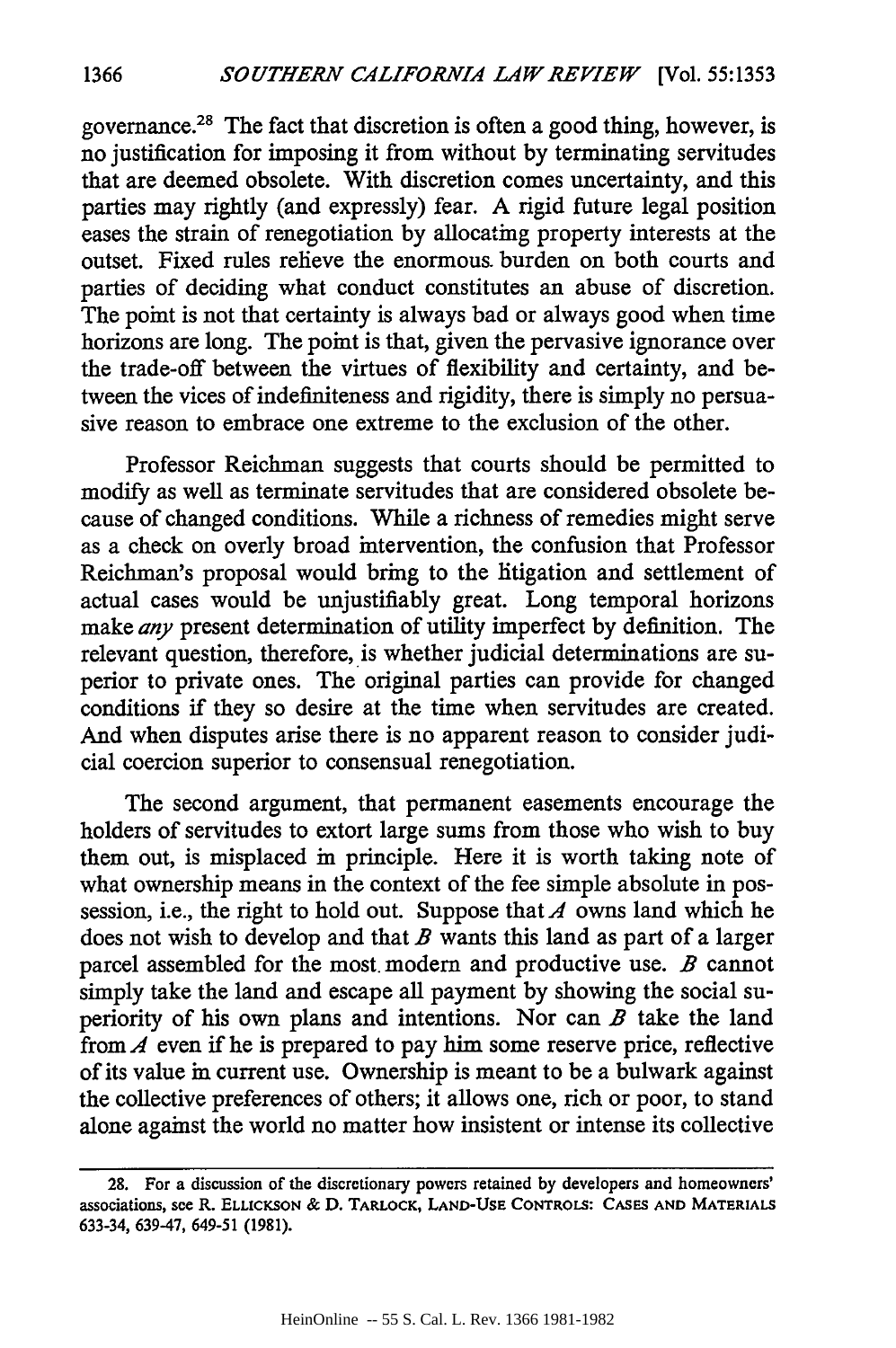governance.[28] The fact that discretion is often a good thing, however, is no justification for imposing it from without by terminating servitudes that are deemed obsolete. With discretion comes uncertainty, and this parties may rightly (and expressly) fear. A rigid future legal position eases the strain of renegotiation by allocating property interests at the outset. Fixed rules relieve the enormous burden on both courts and parties of deciding what conduct constitutes an abuse of discretion. The point is not that certainty is always bad or always good when time horizons are long. The point is that, given the pervasive ignorance over the trade-off between the virtues of flexibility and certainty, and between the vices of indefiniteness and rigidity, there is simply no persuasive reason to embrace one extreme to the exclusion of the other.

Professor Reichman suggests that courts should be permitted to modify as well as terminate servitudes that are considered obsolete because of changed conditions. While a richness of remedies might serve as a check on overly broad intervention, the confusion that Professor Reichman's proposal would bring to the litigation and settlement of actual cases would be unjustifiably great. Long temporal horizons make *any* present determination of utility imperfect by definition. The relevant question, therefore, is whether judicial determinations are superior to private ones. The original parties can provide for changed conditions if they so desire at the time when servitudes are created. And when disputes arise there is no apparent reason to consider judicial coercion superior to consensual renegotiation.

The second argument, that permanent easements encourage the holders of servitudes to extort large sums from those who wish to buy them out, is misplaced in principle. Here it is worth taking note of what ownership means in the context of the fee simple absolute in possession, i.e., the right to hold out. Suppose that *A* owns land which he does not wish to develop and that *B* wants this land as part of a larger parcel assembled for the most modern and productive use. *B* cannot simply take the land and escape all payment by showing the social superiority of his own plans and intentions. Nor can *B* take the land from *A* even if he is prepared to pay him some reserve price, reflective of its value in current use. Ownership is meant to be a bulwark against the collective preferences of others; it allows one, rich or poor, to stand alone against the world no matter how insistent or intense its collective

28. For a discussion of the discretionary powers retained by developers and homeowners' associations, see R. ELLICKSON & D. TARLOCK, LAND-USE CONTROLS: CASES AND MATERIALS 633-34, 639-47, 649-51 (1981).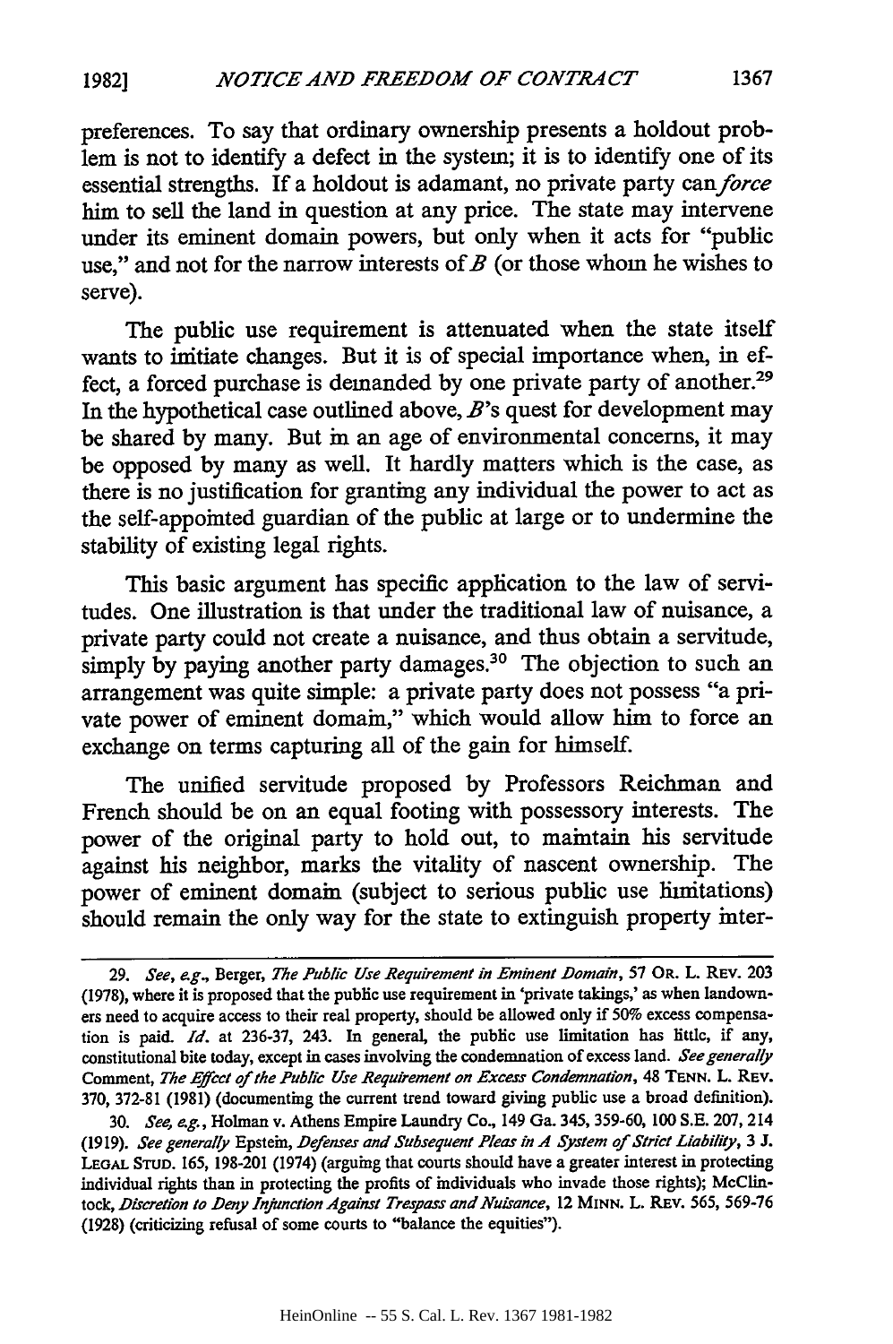preferences. To say that ordinary ownership presents a holdout problem is not to identify a defect in the system; it is to identify one of its essential strengths. If a holdout is adamant, no private party can *force* him to sell the land in question at any price. The state may intervene under its eminent domain powers, but only when it acts for "public use," and not for the narrow interests of *B* (or those whom he wishes to serve).

The public use requirement is attenuated when the state itself wants to initiate changes. But it is of special importance when, in effect, a forced purchase is demanded by one private party of another.[29] In the hypothetical case outlined above, *B*'s quest for development may be shared by many. But in an age of environmental concerns, it may be opposed by many as well. It hardly matters which is the case, as there is no justification for granting any individual the power to act as the self-appointed guardian of the public at large or to undermine the stability of existing legal rights.

This basic argument has specific application to the law of servitudes. One illustration is that under the traditional law of nuisance, a private party could not create a nuisance, and thus obtain a servitude, simply by paying another party damages.[30] The objection to such an arrangement was quite simple: a private party does not possess "a private power of eminent domain," which would allow him to force an exchange on terms capturing all of the gain for himself.

The unified servitude proposed by Professors Reichman and French should be on an equal footing with possessory interests. The power of the original party to hold out, to maintain his servitude against his neighbor, marks the vitality of nascent ownership. The power of eminent domain (subject to serious public use limitations) should remain the only way for the state to extinguish property inter-

---

29. *See, e.g.*, Berger, *The Public Use Requirement in Eminent Domain*, 57 OR. L. REV. 203 (1978), where it is proposed that the public use requirement in 'private takings,' as when landowners need to acquire access to their real property, should be allowed only if 50% excess compensation is paid. *Id.* at 236-37, 243. In general, the public use limitation has little, if any, constitutional bite today, except in cases involving the condemnation of excess land. *See generally* Comment, *The Effect of the Public Use Requirement on Excess Condemnation*, 48 TENN. L. REV. 370, 372-81 (1981) (documenting the current trend toward giving public use a broad definition).

30. *See, e.g.*, Holman v. Athens Empire Laundry Co., 149 Ga. 345, 359-60, 100 S.E. 207, 214 (1919). *See generally* Epstein, *Defenses and Subsequent Pleas in A System of Strict Liability*, 3 J. LEGAL STUD. 165, 198-201 (1974) (arguing that courts should have a greater interest in protecting individual rights than in protecting the profits of individuals who invade those rights); McClintock, *Discretion to Deny Injunction Against Trespass and Nuisance*, 12 MINN. L. REV. 565, 569-76 (1928) (criticizing refusal of some courts to "balance the equities").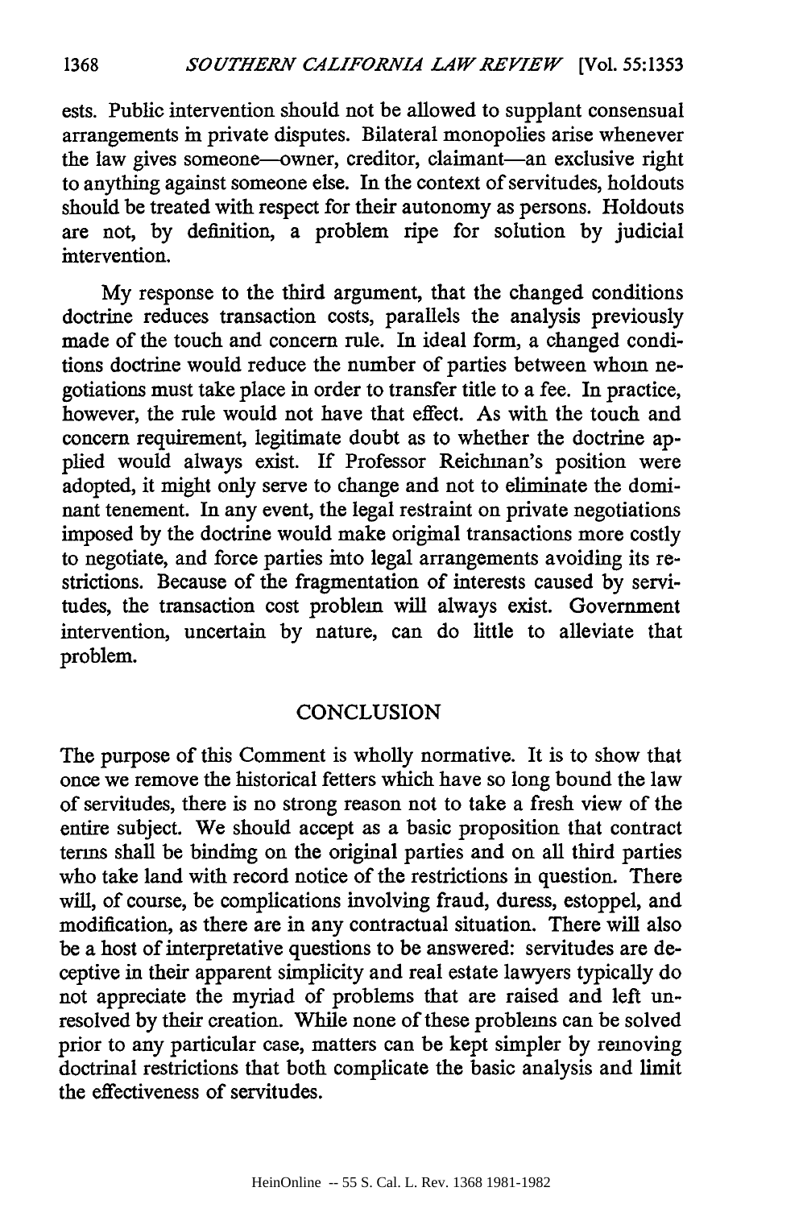ests. Public intervention should not be allowed to supplant consensual arrangements in private disputes. Bilateral monopolies arise whenever the law gives someone—owner, creditor, claimant—an exclusive right to anything against someone else. In the context of servitudes, holdouts should be treated with respect for their autonomy as persons. Holdouts are not, by definition, a problem ripe for solution by judicial intervention.

My response to the third argument, that the changed conditions doctrine reduces transaction costs, parallels the analysis previously made of the touch and concern rule. In ideal form, a changed conditions doctrine would reduce the number of parties between whom negotiations must take place in order to transfer title to a fee. In practice, however, the rule would not have that effect. As with the touch and concern requirement, legitimate doubt as to whether the doctrine applied would always exist. If Professor Reichman's position were adopted, it might only serve to change and not to eliminate the dominant tenement. In any event, the legal restraint on private negotiations imposed by the doctrine would make original transactions more costly to negotiate, and force parties into legal arrangements avoiding its restrictions. Because of the fragmentation of interests caused by servitudes, the transaction cost problem will always exist. Government intervention, uncertain by nature, can do little to alleviate that problem.

## CONCLUSION

The purpose of this Comment is wholly normative. It is to show that once we remove the historical fetters which have so long bound the law of servitudes, there is no strong reason not to take a fresh view of the entire subject. We should accept as a basic proposition that contract terms shall be binding on the original parties and on all third parties who take land with record notice of the restrictions in question. There will, of course, be complications involving fraud, duress, estoppel, and modification, as there are in any contractual situation. There will also be a host of interpretative questions to be answered: servitudes are deceptive in their apparent simplicity and real estate lawyers typically do not appreciate the myriad of problems that are raised and left unresolved by their creation. While none of these problems can be solved prior to any particular case, matters can be kept simpler by removing doctrinal restrictions that both complicate the basic analysis and limit the effectiveness of servitudes.